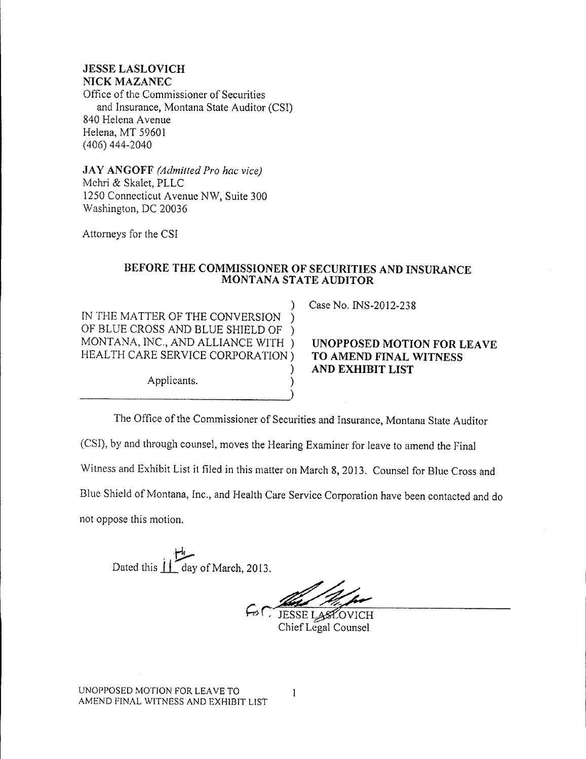**JESSE LASLOVICH**
**NICK MAZANEC**
Office of the Commissioner of Securities
and Insurance, Montana State Auditor (CSI)
840 Helena Avenue
Helena, MT 59601
(406) 444-2040

**JAY ANGOFF** *(Admitted Pro hac vice)*
Mehri & Skalet, PLLC
1250 Connecticut Avenue NW, Suite 300
Washington, DC 20036

Attorneys for the CSI

**BEFORE THE COMMISSIONER OF SECURITIES AND INSURANCE**
**MONTANA STATE AUDITOR**

| | |
|---|---|
| IN THE MATTER OF THE CONVERSION OF BLUE CROSS AND BLUE SHIELD OF MONTANA, INC., AND ALLIANCE WITH HEALTH CARE SERVICE CORPORATION<br><br>Applicants. | Case No. INS-2012-238<br><br>**UNOPPOSED MOTION FOR LEAVE TO AMEND FINAL WITNESS AND EXHIBIT LIST** |

The Office of the Commissioner of Securities and Insurance, Montana State Auditor (CSI), by and through counsel, moves the Hearing Examiner for leave to amend the Final Witness and Exhibit List it filed in this matter on March 8, 2013. Counsel for Blue Cross and Blue Shield of Montana, Inc., and Health Care Service Corporation have been contacted and do not oppose this motion.

Dated this 11th day of March, 2013.

For JESSE LASLOVICH
Chief Legal Counsel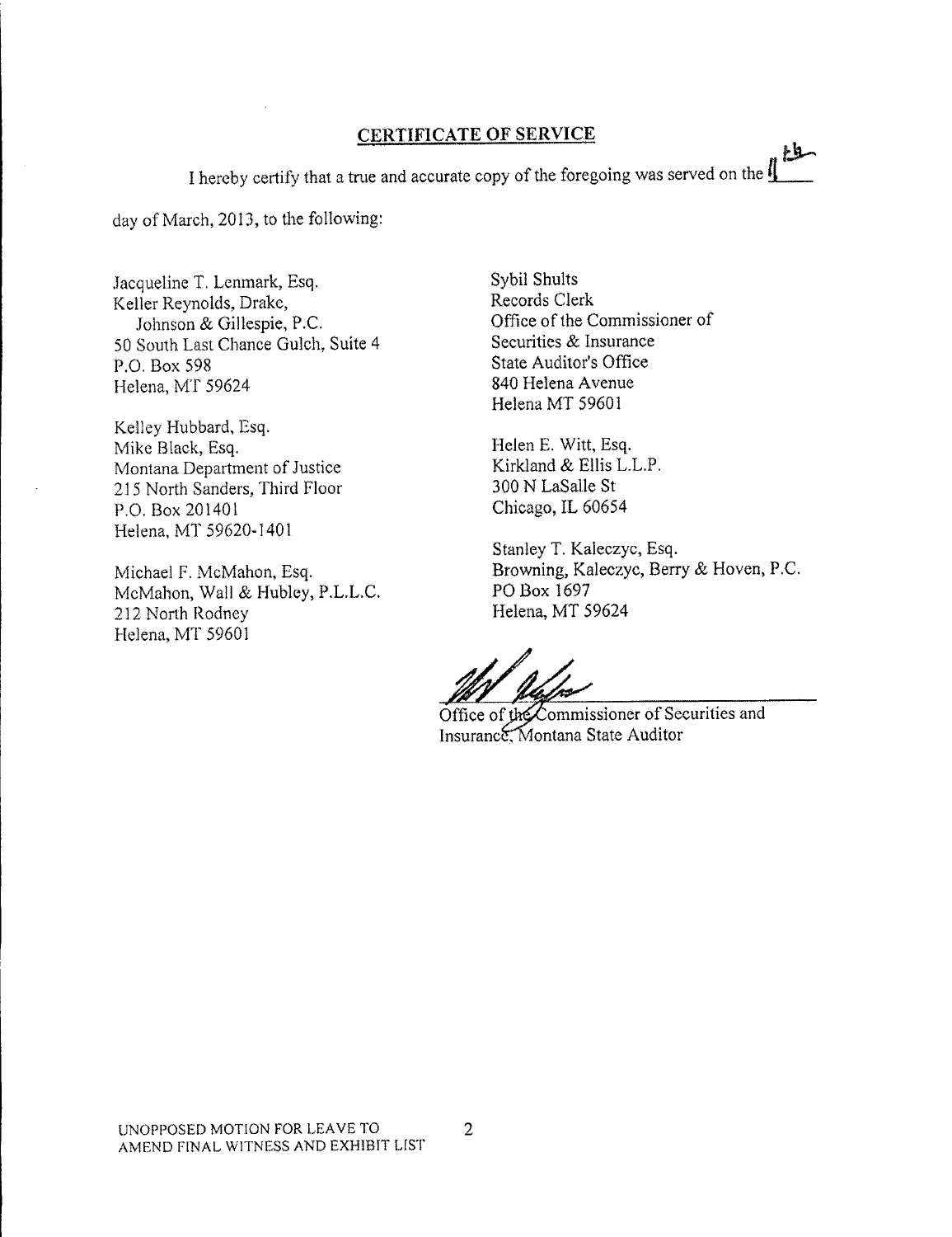## CERTIFICATE OF SERVICE

I hereby certify that a true and accurate copy of the foregoing was served on the 11th day of March, 2013, to the following:

Jacqueline T. Lenmark, Esq.
Keller Reynolds, Drake,
Johnson & Gillespie, P.C.
50 South Last Chance Gulch, Suite 4
P.O. Box 598
Helena, MT 59624

Kelley Hubbard, Esq.
Mike Black, Esq.
Montana Department of Justice
215 North Sanders, Third Floor
P.O. Box 201401
Helena, MT 59620-1401

Michael F. McMahon, Esq.
McMahon, Wall & Hubley, P.L.L.C.
212 North Rodney
Helena, MT 59601

Sybil Shults
Records Clerk
Office of the Commissioner of
Securities & Insurance
State Auditor's Office
840 Helena Avenue
Helena MT 59601

Helen E. Witt, Esq.
Kirkland & Ellis L.L.P.
300 N LaSalle St
Chicago, IL 60654

Stanley T. Kaleczyc, Esq.
Browning, Kaleczyc, Berry & Hoven, P.C.
PO Box 1697
Helena, MT 59624

Office of the Commissioner of Securities and
Insurance, Montana State Auditor

UNOPPOSED MOTION FOR LEAVE TO
AMEND FINAL WITNESS AND EXHIBIT LIST